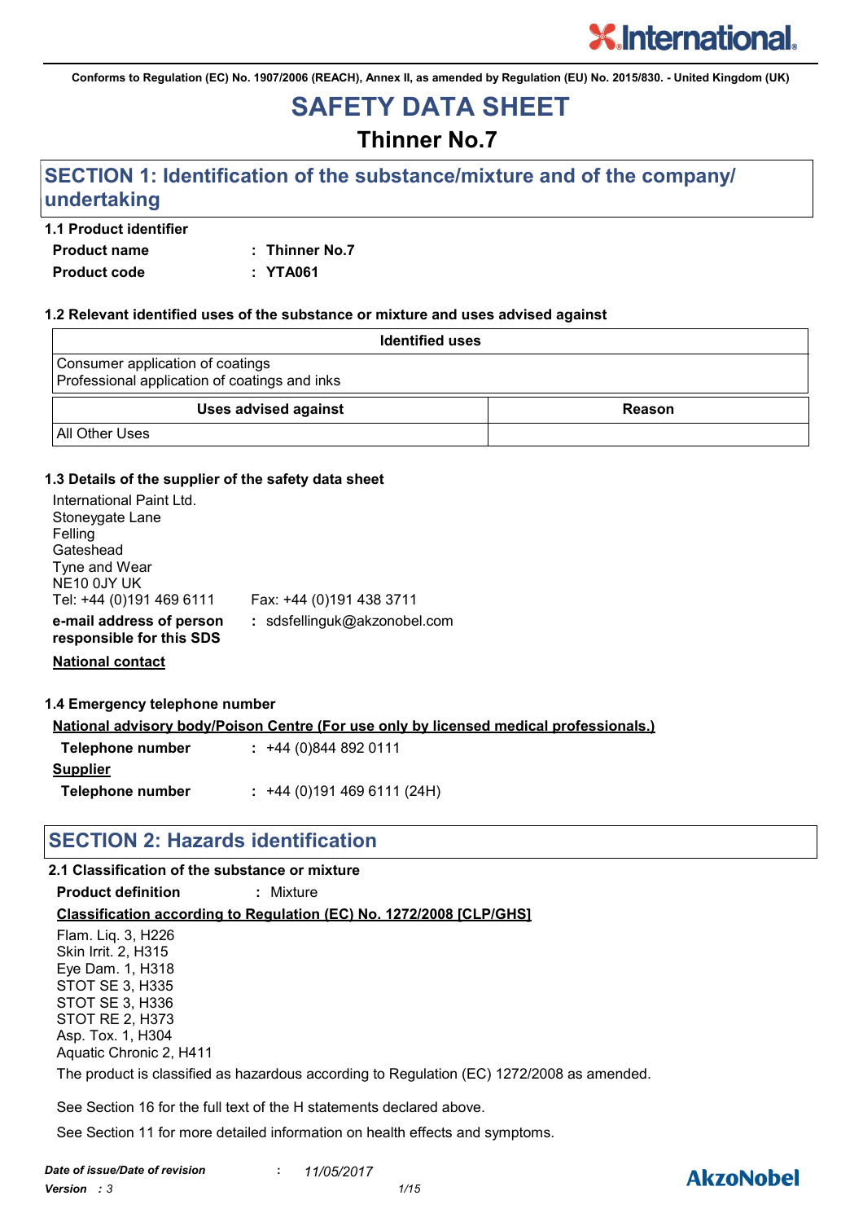Conforms to Regulation (EC) No. 1907/2006 (REACH), Annex II, as amended by Regulation (EU) No. 2015/830. - United Kingdom (UK)

# SAFETY DATA SHEET

## Thinner No.7

## SECTION 1: Identification of the substance/mixture and of the company/undertaking

### 1.1 Product identifier

**Product name** : **Thinner No.7**

**Product code** : **YTA061**

### 1.2 Relevant identified uses of the substance or mixture and uses advised against

| Identified uses |
|---|
| Consumer application of coatings<br>Professional application of coatings and inks |

| Uses advised against | Reason |
|---|---|
| All Other Uses | |

### 1.3 Details of the supplier of the safety data sheet

International Paint Ltd.
Stoneygate Lane
Felling
Gateshead
Tyne and Wear
NE10 0JY UK
Tel: +44 (0)191 469 6111    Fax: +44 (0)191 438 3711

**e-mail address of person responsible for this SDS** : sdsfellinguk@akzonobel.com

**National contact**

### 1.4 Emergency telephone number

**National advisory body/Poison Centre (For use only by licensed medical professionals.)**

**Telephone number** : +44 (0)844 892 0111

**Supplier**

**Telephone number** : +44 (0)191 469 6111 (24H)

## SECTION 2: Hazards identification

### 2.1 Classification of the substance or mixture

**Product definition** : Mixture

**Classification according to Regulation (EC) No. 1272/2008 [CLP/GHS]**

Flam. Liq. 3, H226
Skin Irrit. 2, H315
Eye Dam. 1, H318
STOT SE 3, H335
STOT SE 3, H336
STOT RE 2, H373
Asp. Tox. 1, H304
Aquatic Chronic 2, H411

The product is classified as hazardous according to Regulation (EC) 1272/2008 as amended.

See Section 16 for the full text of the H statements declared above.

See Section 11 for more detailed information on health effects and symptoms.

*Date of issue/Date of revision* : *11/05/2017*

*Version : 3*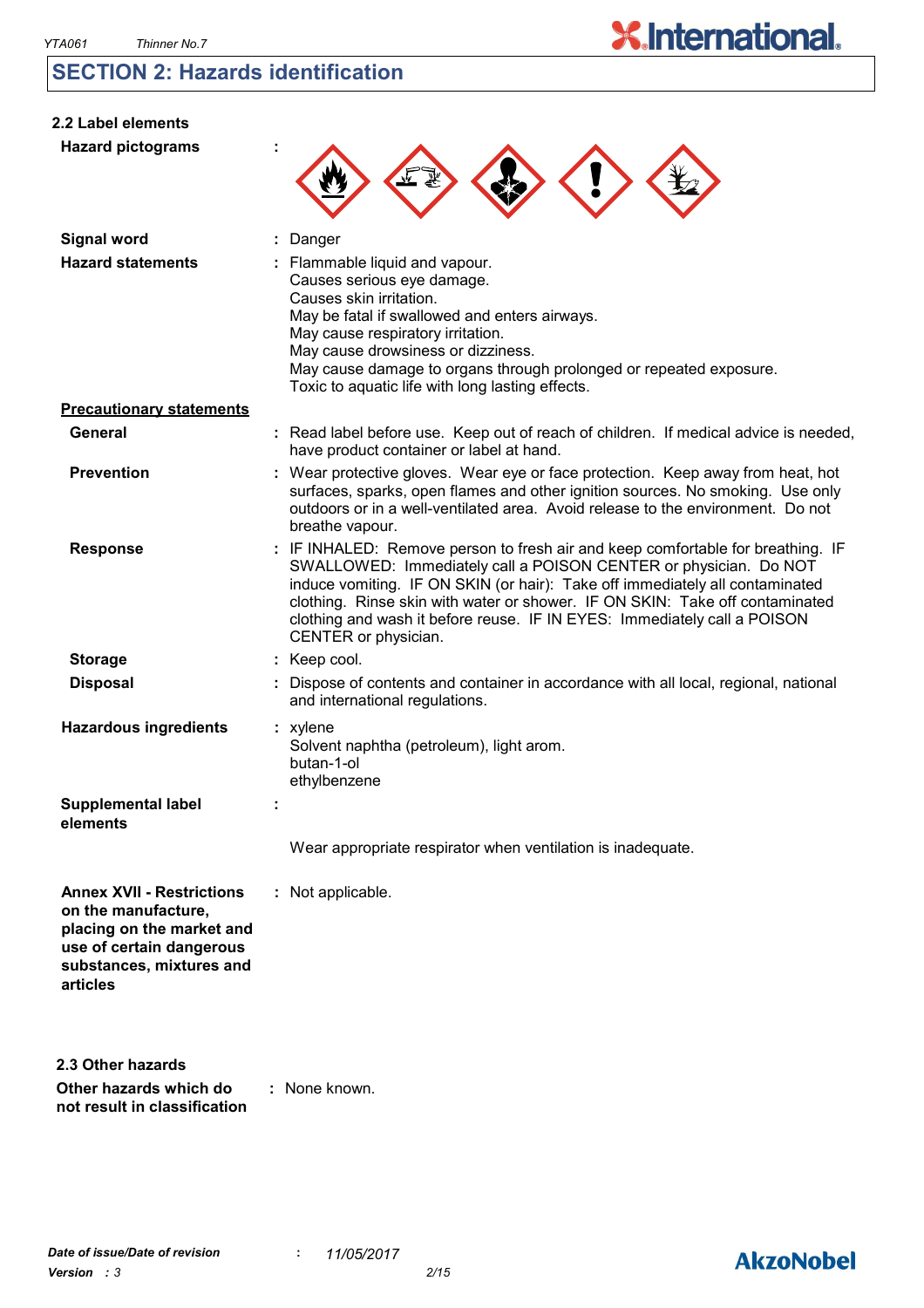## SECTION 2: Hazards identification

### 2.2 Label elements

**Hazard pictograms** :

**Signal word** : Danger

**Hazard statements** : Flammable liquid and vapour.
Causes serious eye damage.
Causes skin irritation.
May be fatal if swallowed and enters airways.
May cause respiratory irritation.
May cause drowsiness or dizziness.
May cause damage to organs through prolonged or repeated exposure.
Toxic to aquatic life with long lasting effects.

**Precautionary statements**

**General** : Read label before use. Keep out of reach of children. If medical advice is needed, have product container or label at hand.

**Prevention** : Wear protective gloves. Wear eye or face protection. Keep away from heat, hot surfaces, sparks, open flames and other ignition sources. No smoking. Use only outdoors or in a well-ventilated area. Avoid release to the environment. Do not breathe vapour.

**Response** : IF INHALED: Remove person to fresh air and keep comfortable for breathing. IF SWALLOWED: Immediately call a POISON CENTER or physician. Do NOT induce vomiting. IF ON SKIN (or hair): Take off immediately all contaminated clothing. Rinse skin with water or shower. IF ON SKIN: Take off contaminated clothing and wash it before reuse. IF IN EYES: Immediately call a POISON CENTER or physician.

**Storage** : Keep cool.

**Disposal** : Dispose of contents and container in accordance with all local, regional, national and international regulations.

**Hazardous ingredients** : xylene
Solvent naphtha (petroleum), light arom.
butan-1-ol
ethylbenzene

**Supplemental label elements** :

Wear appropriate respirator when ventilation is inadequate.

**Annex XVII - Restrictions on the manufacture, placing on the market and use of certain dangerous substances, mixtures and articles** : Not applicable.

### 2.3 Other hazards

**Other hazards which do not result in classification** : None known.

*Date of issue/Date of revision* : *11/05/2017*
*Version : 3*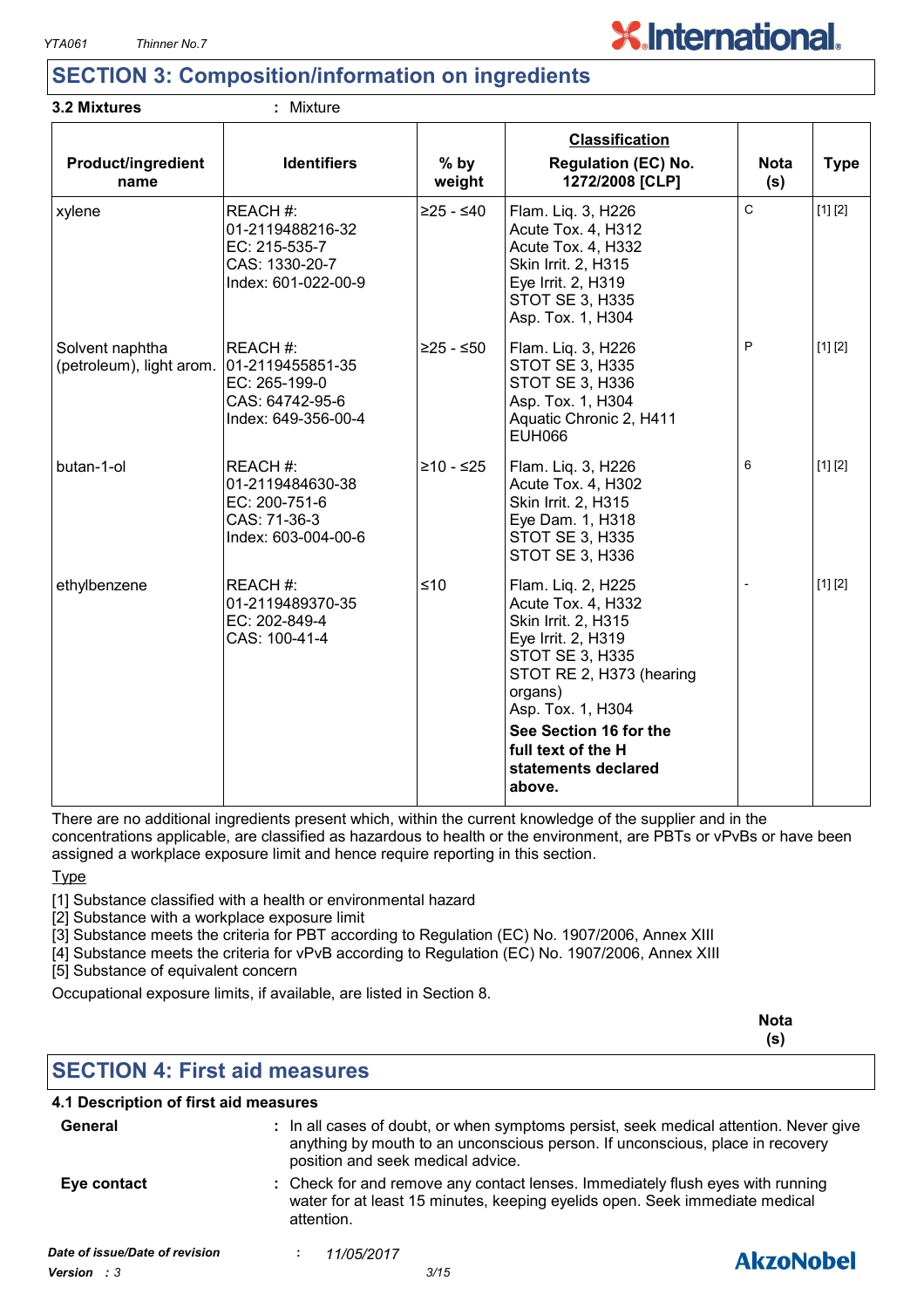## SECTION 3: Composition/information on ingredients

**3.2 Mixtures** : Mixture

| Product/ingredient name | Identifiers | % by weight | Classification Regulation (EC) No. 1272/2008 [CLP] | Nota (s) | Type |
|---|---|---|---|---|---|
| xylene | REACH #: 01-2119488216-32<br>EC: 215-535-7<br>CAS: 1330-20-7<br>Index: 601-022-00-9 | ≥25 - ≤40 | Flam. Liq. 3, H226<br>Acute Tox. 4, H312<br>Acute Tox. 4, H332<br>Skin Irrit. 2, H315<br>Eye Irrit. 2, H319<br>STOT SE 3, H335<br>Asp. Tox. 1, H304 | C | [1] [2] |
| Solvent naphtha (petroleum), light arom. | REACH #: 01-2119455851-35<br>EC: 265-199-0<br>CAS: 64742-95-6<br>Index: 649-356-00-4 | ≥25 - ≤50 | Flam. Liq. 3, H226<br>STOT SE 3, H335<br>STOT SE 3, H336<br>Asp. Tox. 1, H304<br>Aquatic Chronic 2, H411<br>EUH066 | P | [1] [2] |
| butan-1-ol | REACH #: 01-2119484630-38<br>EC: 200-751-6<br>CAS: 71-36-3<br>Index: 603-004-00-6 | ≥10 - ≤25 | Flam. Liq. 3, H226<br>Acute Tox. 4, H302<br>Skin Irrit. 2, H315<br>Eye Dam. 1, H318<br>STOT SE 3, H335<br>STOT SE 3, H336 | 6 | [1] [2] |
| ethylbenzene | REACH #: 01-2119489370-35<br>EC: 202-849-4<br>CAS: 100-41-4 | ≤10 | Flam. Liq. 2, H225<br>Acute Tox. 4, H332<br>Skin Irrit. 2, H315<br>Eye Irrit. 2, H319<br>STOT SE 3, H335<br>STOT RE 2, H373 (hearing organs)<br>Asp. Tox. 1, H304<br>**See Section 16 for the full text of the H statements declared above.** | - | [1] [2] |

There are no additional ingredients present which, within the current knowledge of the supplier and in the concentrations applicable, are classified as hazardous to health or the environment, are PBTs or vPvBs or have been assigned a workplace exposure limit and hence require reporting in this section.

Type

[1] Substance classified with a health or environmental hazard
[2] Substance with a workplace exposure limit
[3] Substance meets the criteria for PBT according to Regulation (EC) No. 1907/2006, Annex XIII
[4] Substance meets the criteria for vPvB according to Regulation (EC) No. 1907/2006, Annex XIII
[5] Substance of equivalent concern

Occupational exposure limits, if available, are listed in Section 8.

**Nota (s)**

## SECTION 4: First aid measures

**4.1 Description of first aid measures**

**General** : In all cases of doubt, or when symptoms persist, seek medical attention. Never give anything by mouth to an unconscious person. If unconscious, place in recovery position and seek medical advice.

**Eye contact** : Check for and remove any contact lenses. Immediately flush eyes with running water for at least 15 minutes, keeping eyelids open. Seek immediate medical attention.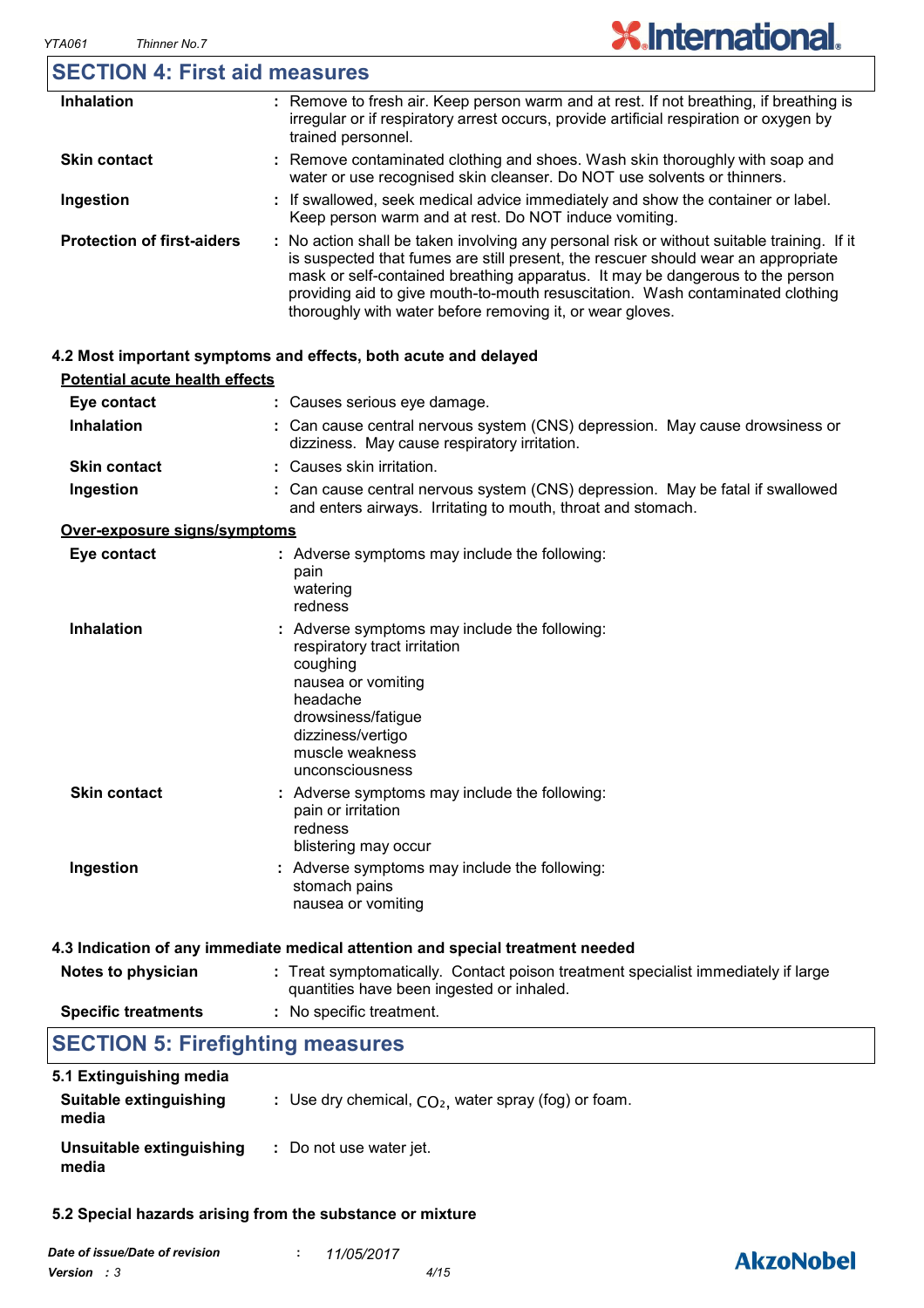## SECTION 4: First aid measures

| | |
|---|---|
| **Inhalation** | : Remove to fresh air. Keep person warm and at rest. If not breathing, if breathing is irregular or if respiratory arrest occurs, provide artificial respiration or oxygen by trained personnel. |
| **Skin contact** | : Remove contaminated clothing and shoes. Wash skin thoroughly with soap and water or use recognised skin cleanser. Do NOT use solvents or thinners. |
| **Ingestion** | : If swallowed, seek medical advice immediately and show the container or label. Keep person warm and at rest. Do NOT induce vomiting. |
| **Protection of first-aiders** | : No action shall be taken involving any personal risk or without suitable training. If it is suspected that fumes are still present, the rescuer should wear an appropriate mask or self-contained breathing apparatus. It may be dangerous to the person providing aid to give mouth-to-mouth resuscitation. Wash contaminated clothing thoroughly with water before removing it, or wear gloves. |

### 4.2 Most important symptoms and effects, both acute and delayed

**Potential acute health effects**

| | |
|---|---|
| **Eye contact** | : Causes serious eye damage. |
| **Inhalation** | : Can cause central nervous system (CNS) depression. May cause drowsiness or dizziness. May cause respiratory irritation. |
| **Skin contact** | : Causes skin irritation. |
| **Ingestion** | : Can cause central nervous system (CNS) depression. May be fatal if swallowed and enters airways. Irritating to mouth, throat and stomach. |

**Over-exposure signs/symptoms**

| | |
|---|---|
| **Eye contact** | : Adverse symptoms may include the following:<br>pain<br>watering<br>redness |
| **Inhalation** | : Adverse symptoms may include the following:<br>respiratory tract irritation<br>coughing<br>nausea or vomiting<br>headache<br>drowsiness/fatigue<br>dizziness/vertigo<br>muscle weakness<br>unconsciousness |
| **Skin contact** | : Adverse symptoms may include the following:<br>pain or irritation<br>redness<br>blistering may occur |
| **Ingestion** | : Adverse symptoms may include the following:<br>stomach pains<br>nausea or vomiting |

### 4.3 Indication of any immediate medical attention and special treatment needed

| | |
|---|---|
| **Notes to physician** | : Treat symptomatically. Contact poison treatment specialist immediately if large quantities have been ingested or inhaled. |
| **Specific treatments** | : No specific treatment. |

## SECTION 5: Firefighting measures

### 5.1 Extinguishing media

| | |
|---|---|
| **Suitable extinguishing media** | : Use dry chemical, $CO_2$, water spray (fog) or foam. |
| **Unsuitable extinguishing media** | : Do not use water jet. |

### 5.2 Special hazards arising from the substance or mixture

*Date of issue/Date of revision* : *11/05/2017*
*Version* : *3*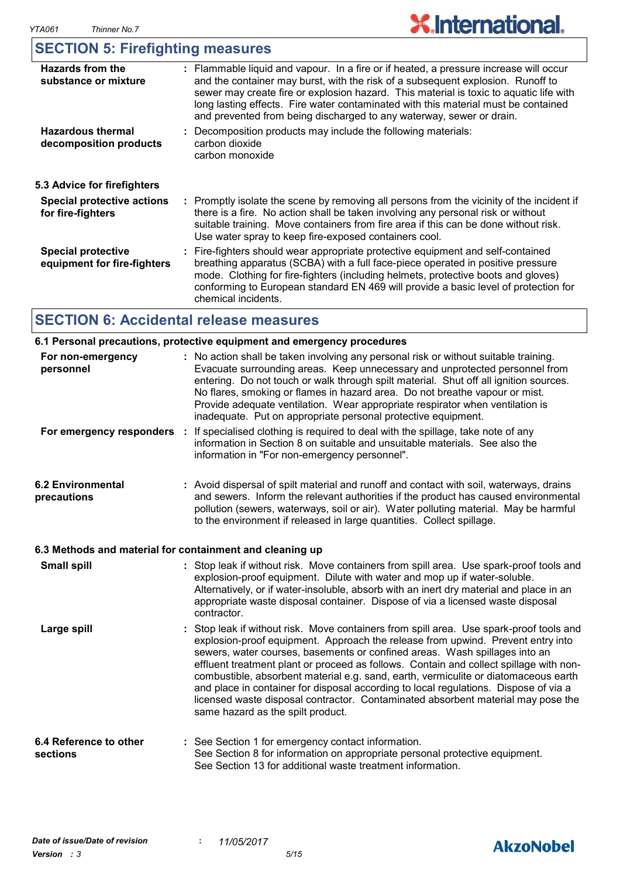## SECTION 5: Firefighting measures

**Hazards from the substance or mixture** : Flammable liquid and vapour. In a fire or if heated, a pressure increase will occur and the container may burst, with the risk of a subsequent explosion. Runoff to sewer may create fire or explosion hazard. This material is toxic to aquatic life with long lasting effects. Fire water contaminated with this material must be contained and prevented from being discharged to any waterway, sewer or drain.

**Hazardous thermal decomposition products** : Decomposition products may include the following materials:
carbon dioxide
carbon monoxide

### 5.3 Advice for firefighters

**Special protective actions for fire-fighters** : Promptly isolate the scene by removing all persons from the vicinity of the incident if there is a fire. No action shall be taken involving any personal risk or without suitable training. Move containers from fire area if this can be done without risk. Use water spray to keep fire-exposed containers cool.

**Special protective equipment for fire-fighters** : Fire-fighters should wear appropriate protective equipment and self-contained breathing apparatus (SCBA) with a full face-piece operated in positive pressure mode. Clothing for fire-fighters (including helmets, protective boots and gloves) conforming to European standard EN 469 will provide a basic level of protection for chemical incidents.

## SECTION 6: Accidental release measures

### 6.1 Personal precautions, protective equipment and emergency procedures

**For non-emergency personnel** : No action shall be taken involving any personal risk or without suitable training. Evacuate surrounding areas. Keep unnecessary and unprotected personnel from entering. Do not touch or walk through spilt material. Shut off all ignition sources. No flares, smoking or flames in hazard area. Do not breathe vapour or mist. Provide adequate ventilation. Wear appropriate respirator when ventilation is inadequate. Put on appropriate personal protective equipment.

**For emergency responders** : If specialised clothing is required to deal with the spillage, take note of any information in Section 8 on suitable and unsuitable materials. See also the information in "For non-emergency personnel".

**6.2 Environmental precautions** : Avoid dispersal of spilt material and runoff and contact with soil, waterways, drains and sewers. Inform the relevant authorities if the product has caused environmental pollution (sewers, waterways, soil or air). Water polluting material. May be harmful to the environment if released in large quantities. Collect spillage.

### 6.3 Methods and material for containment and cleaning up

**Small spill** : Stop leak if without risk. Move containers from spill area. Use spark-proof tools and explosion-proof equipment. Dilute with water and mop up if water-soluble. Alternatively, or if water-insoluble, absorb with an inert dry material and place in an appropriate waste disposal container. Dispose of via a licensed waste disposal contractor.

**Large spill** : Stop leak if without risk. Move containers from spill area. Use spark-proof tools and explosion-proof equipment. Approach the release from upwind. Prevent entry into sewers, water courses, basements or confined areas. Wash spillages into an effluent treatment plant or proceed as follows. Contain and collect spillage with non-combustible, absorbent material e.g. sand, earth, vermiculite or diatomaceous earth and place in container for disposal according to local regulations. Dispose of via a licensed waste disposal contractor. Contaminated absorbent material may pose the same hazard as the spilt product.

**6.4 Reference to other sections** : See Section 1 for emergency contact information.
See Section 8 for information on appropriate personal protective equipment.
See Section 13 for additional waste treatment information.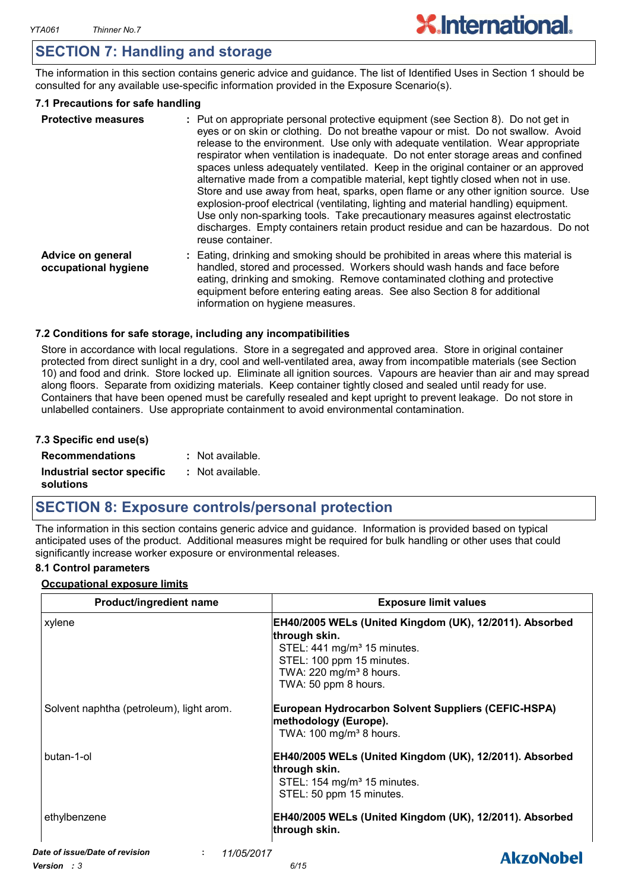## SECTION 7: Handling and storage

The information in this section contains generic advice and guidance. The list of Identified Uses in Section 1 should be consulted for any available use-specific information provided in the Exposure Scenario(s).

### 7.1 Precautions for safe handling

**Protective measures** : Put on appropriate personal protective equipment (see Section 8). Do not get in eyes or on skin or clothing. Do not breathe vapour or mist. Do not swallow. Avoid release to the environment. Use only with adequate ventilation. Wear appropriate respirator when ventilation is inadequate. Do not enter storage areas and confined spaces unless adequately ventilated. Keep in the original container or an approved alternative made from a compatible material, kept tightly closed when not in use. Store and use away from heat, sparks, open flame or any other ignition source. Use explosion-proof electrical (ventilating, lighting and material handling) equipment. Use only non-sparking tools. Take precautionary measures against electrostatic discharges. Empty containers retain product residue and can be hazardous. Do not reuse container.

**Advice on general occupational hygiene** : Eating, drinking and smoking should be prohibited in areas where this material is handled, stored and processed. Workers should wash hands and face before eating, drinking and smoking. Remove contaminated clothing and protective equipment before entering eating areas. See also Section 8 for additional information on hygiene measures.

### 7.2 Conditions for safe storage, including any incompatibilities

Store in accordance with local regulations. Store in a segregated and approved area. Store in original container protected from direct sunlight in a dry, cool and well-ventilated area, away from incompatible materials (see Section 10) and food and drink. Store locked up. Eliminate all ignition sources. Vapours are heavier than air and may spread along floors. Separate from oxidizing materials. Keep container tightly closed and sealed until ready for use. Containers that have been opened must be carefully resealed and kept upright to prevent leakage. Do not store in unlabelled containers. Use appropriate containment to avoid environmental contamination.

### 7.3 Specific end use(s)

**Recommendations** : Not available.

**Industrial sector specific solutions** : Not available.

## SECTION 8: Exposure controls/personal protection

The information in this section contains generic advice and guidance. Information is provided based on typical anticipated uses of the product. Additional measures might be required for bulk handling or other uses that could significantly increase worker exposure or environmental releases.

### 8.1 Control parameters

**Occupational exposure limits**

| Product/ingredient name | Exposure limit values |
|---|---|
| xylene | **EH40/2005 WELs (United Kingdom (UK), 12/2011). Absorbed through skin.**<br>STEL: 441 mg/m³ 15 minutes.<br>STEL: 100 ppm 15 minutes.<br>TWA: 220 mg/m³ 8 hours.<br>TWA: 50 ppm 8 hours. |
| Solvent naphtha (petroleum), light arom. | **European Hydrocarbon Solvent Suppliers (CEFIC-HSPA) methodology (Europe).**<br>TWA: 100 mg/m³ 8 hours. |
| butan-1-ol | **EH40/2005 WELs (United Kingdom (UK), 12/2011). Absorbed through skin.**<br>STEL: 154 mg/m³ 15 minutes.<br>STEL: 50 ppm 15 minutes. |
| ethylbenzene | **EH40/2005 WELs (United Kingdom (UK), 12/2011). Absorbed through skin.** |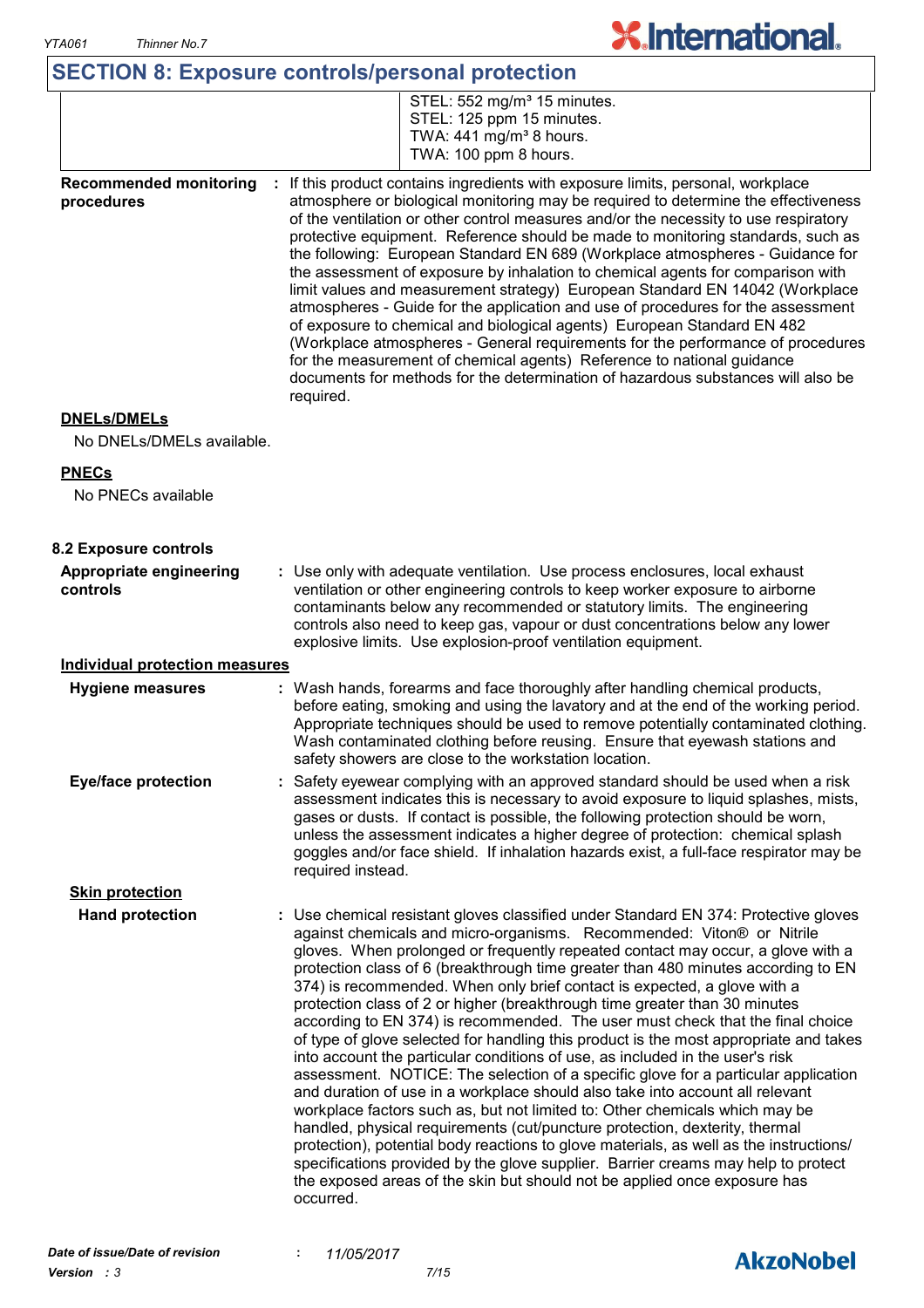## SECTION 8: Exposure controls/personal protection

| | |
|---|---|
| | STEL: 552 mg/m³ 15 minutes.<br>STEL: 125 ppm 15 minutes.<br>TWA: 441 mg/m³ 8 hours.<br>TWA: 100 ppm 8 hours. |

**Recommended monitoring procedures** : If this product contains ingredients with exposure limits, personal, workplace atmosphere or biological monitoring may be required to determine the effectiveness of the ventilation or other control measures and/or the necessity to use respiratory protective equipment. Reference should be made to monitoring standards, such as the following: European Standard EN 689 (Workplace atmospheres - Guidance for the assessment of exposure by inhalation to chemical agents for comparison with limit values and measurement strategy) European Standard EN 14042 (Workplace atmospheres - Guide for the application and use of procedures for the assessment of exposure to chemical and biological agents) European Standard EN 482 (Workplace atmospheres - General requirements for the performance of procedures for the measurement of chemical agents) Reference to national guidance documents for methods for the determination of hazardous substances will also be required.

**DNELs/DMELs**

No DNELs/DMELs available.

**PNECs**

No PNECs available

### 8.2 Exposure controls

**Appropriate engineering controls** : Use only with adequate ventilation. Use process enclosures, local exhaust ventilation or other engineering controls to keep worker exposure to airborne contaminants below any recommended or statutory limits. The engineering controls also need to keep gas, vapour or dust concentrations below any lower explosive limits. Use explosion-proof ventilation equipment.

**Individual protection measures**

**Hygiene measures** : Wash hands, forearms and face thoroughly after handling chemical products, before eating, smoking and using the lavatory and at the end of the working period. Appropriate techniques should be used to remove potentially contaminated clothing. Wash contaminated clothing before reusing. Ensure that eyewash stations and safety showers are close to the workstation location.

**Eye/face protection** : Safety eyewear complying with an approved standard should be used when a risk assessment indicates this is necessary to avoid exposure to liquid splashes, mists, gases or dusts. If contact is possible, the following protection should be worn, unless the assessment indicates a higher degree of protection: chemical splash goggles and/or face shield. If inhalation hazards exist, a full-face respirator may be required instead.

**Skin protection**

**Hand protection** : Use chemical resistant gloves classified under Standard EN 374: Protective gloves against chemicals and micro-organisms. Recommended: Viton® or Nitrile gloves. When prolonged or frequently repeated contact may occur, a glove with a protection class of 6 (breakthrough time greater than 480 minutes according to EN 374) is recommended. When only brief contact is expected, a glove with a protection class of 2 or higher (breakthrough time greater than 30 minutes according to EN 374) is recommended. The user must check that the final choice of type of glove selected for handling this product is the most appropriate and takes into account the particular conditions of use, as included in the user's risk assessment. NOTICE: The selection of a specific glove for a particular application and duration of use in a workplace should also take into account all relevant workplace factors such as, but not limited to: Other chemicals which may be handled, physical requirements (cut/puncture protection, dexterity, thermal protection), potential body reactions to glove materials, as well as the instructions/ specifications provided by the glove supplier. Barrier creams may help to protect the exposed areas of the skin but should not be applied once exposure has occurred.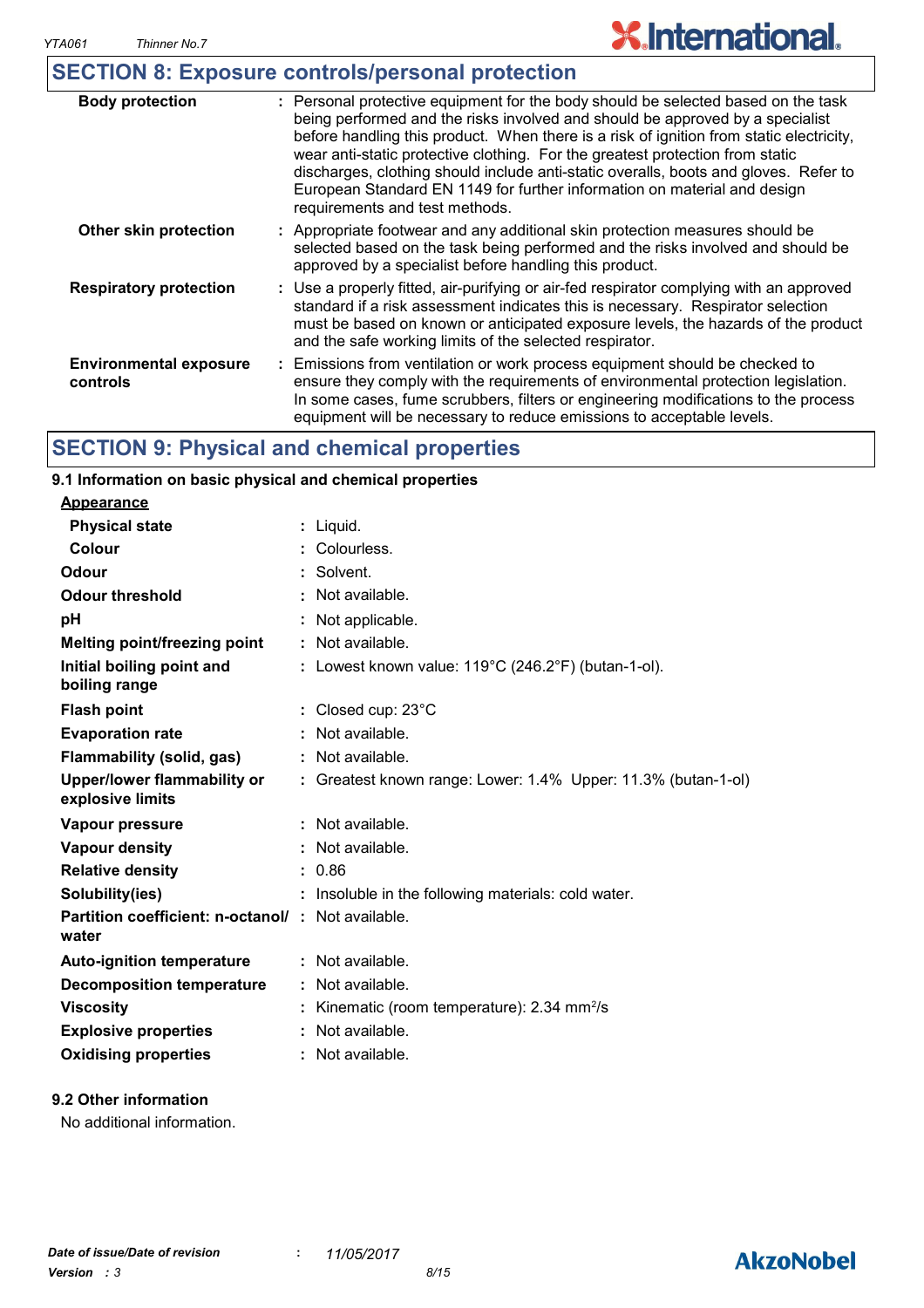## SECTION 8: Exposure controls/personal protection

| | |
|---|---|
| **Body protection** | : Personal protective equipment for the body should be selected based on the task being performed and the risks involved and should be approved by a specialist before handling this product. When there is a risk of ignition from static electricity, wear anti-static protective clothing. For the greatest protection from static discharges, clothing should include anti-static overalls, boots and gloves. Refer to European Standard EN 1149 for further information on material and design requirements and test methods. |
| **Other skin protection** | : Appropriate footwear and any additional skin protection measures should be selected based on the task being performed and the risks involved and should be approved by a specialist before handling this product. |
| **Respiratory protection** | : Use a properly fitted, air-purifying or air-fed respirator complying with an approved standard if a risk assessment indicates this is necessary. Respirator selection must be based on known or anticipated exposure levels, the hazards of the product and the safe working limits of the selected respirator. |
| **Environmental exposure controls** | : Emissions from ventilation or work process equipment should be checked to ensure they comply with the requirements of environmental protection legislation. In some cases, fume scrubbers, filters or engineering modifications to the process equipment will be necessary to reduce emissions to acceptable levels. |

## SECTION 9: Physical and chemical properties

### 9.1 Information on basic physical and chemical properties

**Appearance**

| | |
|---|---|
| **Physical state** | : Liquid. |
| **Colour** | : Colourless. |
| **Odour** | : Solvent. |
| **Odour threshold** | : Not available. |
| **pH** | : Not applicable. |
| **Melting point/freezing point** | : Not available. |
| **Initial boiling point and boiling range** | : Lowest known value: 119°C (246.2°F) (butan-1-ol). |
| **Flash point** | : Closed cup: 23°C |
| **Evaporation rate** | : Not available. |
| **Flammability (solid, gas)** | : Not available. |
| **Upper/lower flammability or explosive limits** | : Greatest known range: Lower: 1.4% Upper: 11.3% (butan-1-ol) |
| **Vapour pressure** | : Not available. |
| **Vapour density** | : Not available. |
| **Relative density** | : 0.86 |
| **Solubility(ies)** | : Insoluble in the following materials: cold water. |
| **Partition coefficient: n-octanol/ water** | : Not available. |
| **Auto-ignition temperature** | : Not available. |
| **Decomposition temperature** | : Not available. |
| **Viscosity** | : Kinematic (room temperature): 2.34 $mm^2/s$ |
| **Explosive properties** | : Not available. |
| **Oxidising properties** | : Not available. |

### 9.2 Other information

No additional information.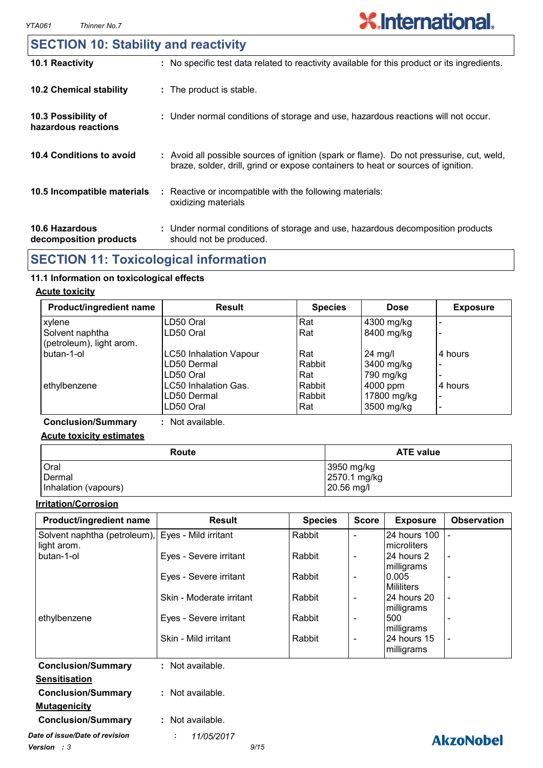## SECTION 10: Stability and reactivity

**10.1 Reactivity** : No specific test data related to reactivity available for this product or its ingredients.

**10.2 Chemical stability** : The product is stable.

**10.3 Possibility of hazardous reactions** : Under normal conditions of storage and use, hazardous reactions will not occur.

**10.4 Conditions to avoid** : Avoid all possible sources of ignition (spark or flame). Do not pressurise, cut, weld, braze, solder, drill, grind or expose containers to heat or sources of ignition.

**10.5 Incompatible materials** : Reactive or incompatible with the following materials: oxidizing materials

**10.6 Hazardous decomposition products** : Under normal conditions of storage and use, hazardous decomposition products should not be produced.

## SECTION 11: Toxicological information

### 11.1 Information on toxicological effects

**Acute toxicity**

| Product/ingredient name | Result | Species | Dose | Exposure |
|---|---|---|---|---|
| xylene | LD50 Oral | Rat | 4300 mg/kg | - |
| Solvent naphtha (petroleum), light arom. | LD50 Oral | Rat | 8400 mg/kg | - |
| butan-1-ol | LC50 Inhalation Vapour | Rat | 24 mg/l | 4 hours |
| | LD50 Dermal | Rabbit | 3400 mg/kg | - |
| | LD50 Oral | Rat | 790 mg/kg | - |
| ethylbenzene | LC50 Inhalation Gas. | Rabbit | 4000 ppm | 4 hours |
| | LD50 Dermal | Rabbit | 17800 mg/kg | - |
| | LD50 Oral | Rat | 3500 mg/kg | - |

**Conclusion/Summary** : Not available.

**Acute toxicity estimates**

| Route | ATE value |
|---|---|
| Oral | 3950 mg/kg |
| Dermal | 2570.1 mg/kg |
| Inhalation (vapours) | 20.56 mg/l |

**Irritation/Corrosion**

| Product/ingredient name | Result | Species | Score | Exposure | Observation |
|---|---|---|---|---|---|
| Solvent naphtha (petroleum), light arom. | Eyes - Mild irritant | Rabbit | - | 24 hours 100 microliters | - |
| butan-1-ol | Eyes - Severe irritant | Rabbit | - | 24 hours 2 milligrams | - |
| | Eyes - Severe irritant | Rabbit | - | 0.005 Mililiters | - |
| | Skin - Moderate irritant | Rabbit | - | 24 hours 20 milligrams | - |
| ethylbenzene | Eyes - Severe irritant | Rabbit | - | 500 milligrams | - |
| | Skin - Mild irritant | Rabbit | - | 24 hours 15 milligrams | - |

**Conclusion/Summary** : Not available.

**Sensitisation**

**Conclusion/Summary** : Not available.

**Mutagenicity**

**Conclusion/Summary** : Not available.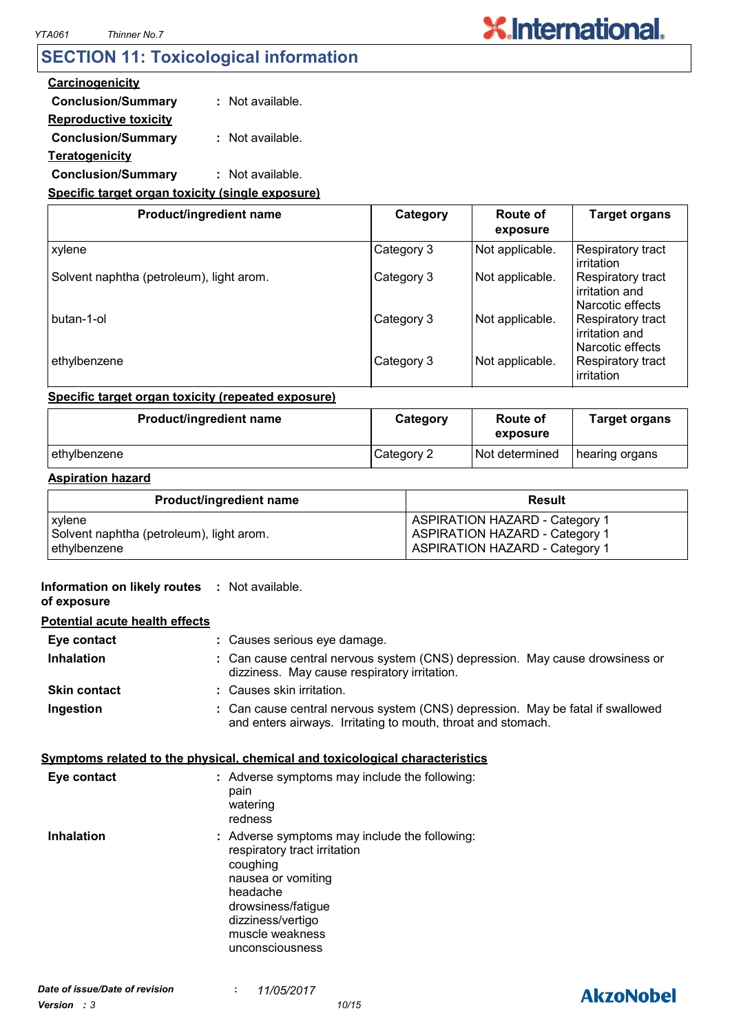## SECTION 11: Toxicological information

**Carcinogenicity**

**Conclusion/Summary** : Not available.

**Reproductive toxicity**

**Conclusion/Summary** : Not available.

**Teratogenicity**

**Conclusion/Summary** : Not available.

**Specific target organ toxicity (single exposure)**

| Product/ingredient name | Category | Route of exposure | Target organs |
|---|---|---|---|
| xylene | Category 3 | Not applicable. | Respiratory tract irritation |
| Solvent naphtha (petroleum), light arom. | Category 3 | Not applicable. | Respiratory tract irritation and Narcotic effects |
| butan-1-ol | Category 3 | Not applicable. | Respiratory tract irritation and Narcotic effects |
| ethylbenzene | Category 3 | Not applicable. | Respiratory tract irritation |

**Specific target organ toxicity (repeated exposure)**

| Product/ingredient name | Category | Route of exposure | Target organs |
|---|---|---|---|
| ethylbenzene | Category 2 | Not determined | hearing organs |

**Aspiration hazard**

| Product/ingredient name | Result |
|---|---|
| xylene | ASPIRATION HAZARD - Category 1 |
| Solvent naphtha (petroleum), light arom. | ASPIRATION HAZARD - Category 1 |
| ethylbenzene | ASPIRATION HAZARD - Category 1 |

**Information on likely routes of exposure** : Not available.

**Potential acute health effects**

**Eye contact** : Causes serious eye damage.

**Inhalation** : Can cause central nervous system (CNS) depression. May cause drowsiness or dizziness. May cause respiratory irritation.

**Skin contact** : Causes skin irritation.

**Ingestion** : Can cause central nervous system (CNS) depression. May be fatal if swallowed and enters airways. Irritating to mouth, throat and stomach.

**Symptoms related to the physical, chemical and toxicological characteristics**

**Eye contact** : Adverse symptoms may include the following:
pain
watering
redness

**Inhalation** : Adverse symptoms may include the following:
respiratory tract irritation
coughing
nausea or vomiting
headache
drowsiness/fatigue
dizziness/vertigo
muscle weakness
unconsciousness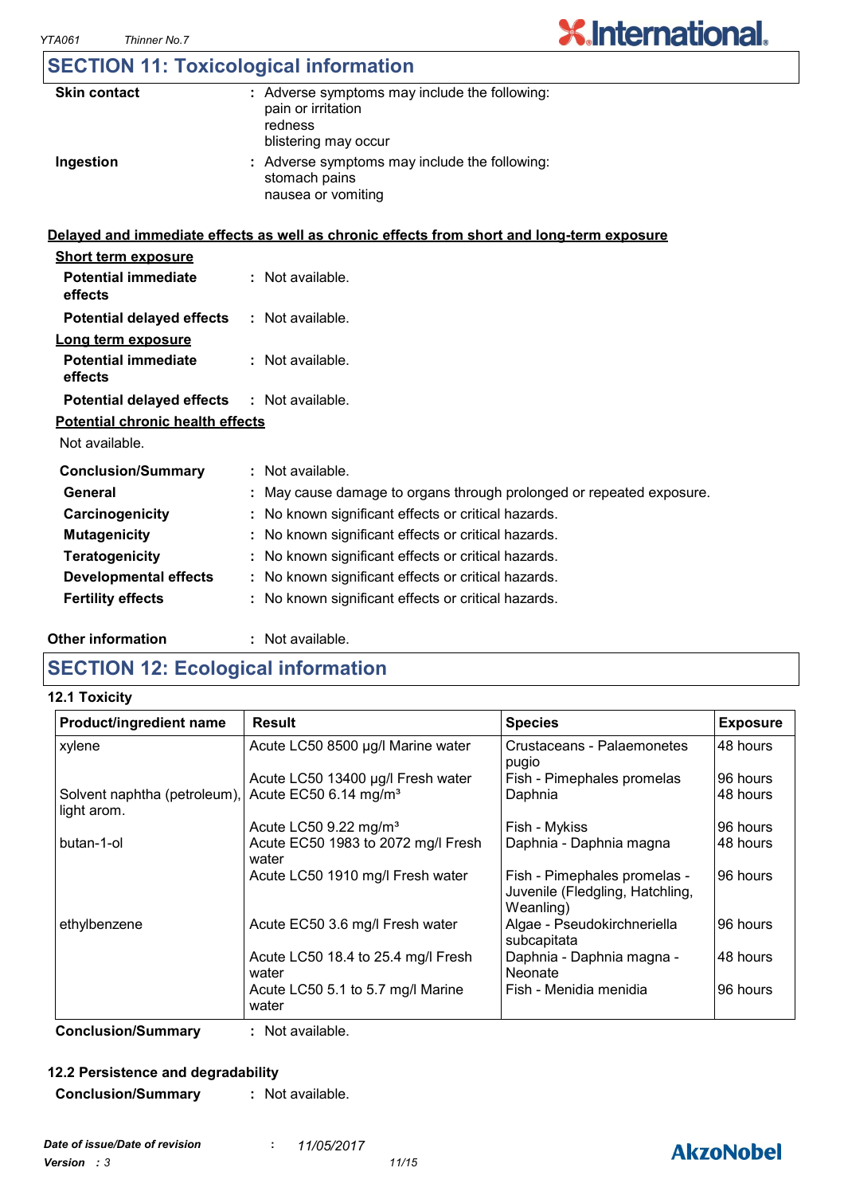## SECTION 11: Toxicological information

**Skin contact** : Adverse symptoms may include the following:
pain or irritation
redness
blistering may occur

**Ingestion** : Adverse symptoms may include the following:
stomach pains
nausea or vomiting

**Delayed and immediate effects as well as chronic effects from short and long-term exposure**

**Short term exposure**

**Potential immediate effects** : Not available.

**Potential delayed effects** : Not available.

**Long term exposure**

**Potential immediate effects** : Not available.

**Potential delayed effects** : Not available.

**Potential chronic health effects**

Not available.

**Conclusion/Summary** : Not available.

**General** : May cause damage to organs through prolonged or repeated exposure.

**Carcinogenicity** : No known significant effects or critical hazards.

**Mutagenicity** : No known significant effects or critical hazards.

**Teratogenicity** : No known significant effects or critical hazards.

**Developmental effects** : No known significant effects or critical hazards.

**Fertility effects** : No known significant effects or critical hazards.

**Other information** : Not available.

## SECTION 12: Ecological information

### 12.1 Toxicity

| Product/ingredient name | Result | Species | Exposure |
|---|---|---|---|
| xylene | Acute LC50 8500 µg/l Marine water | Crustaceans - Palaemonetes pugio | 48 hours |
| | Acute LC50 13400 µg/l Fresh water | Fish - Pimephales promelas | 96 hours |
| Solvent naphtha (petroleum), light arom. | Acute EC50 6.14 mg/m³ | Daphnia | 48 hours |
| | Acute LC50 9.22 mg/m³ | Fish - Mykiss | 96 hours |
| butan-1-ol | Acute EC50 1983 to 2072 mg/l Fresh water | Daphnia - Daphnia magna | 48 hours |
| | Acute LC50 1910 mg/l Fresh water | Fish - Pimephales promelas - Juvenile (Fledgling, Hatchling, Weanling) | 96 hours |
| ethylbenzene | Acute EC50 3.6 mg/l Fresh water | Algae - Pseudokirchneriella subcapitata | 96 hours |
| | Acute LC50 18.4 to 25.4 mg/l Fresh water | Daphnia - Daphnia magna - Neonate | 48 hours |
| | Acute LC50 5.1 to 5.7 mg/l Marine water | Fish - Menidia menidia | 96 hours |

**Conclusion/Summary** : Not available.

### 12.2 Persistence and degradability

**Conclusion/Summary** : Not available.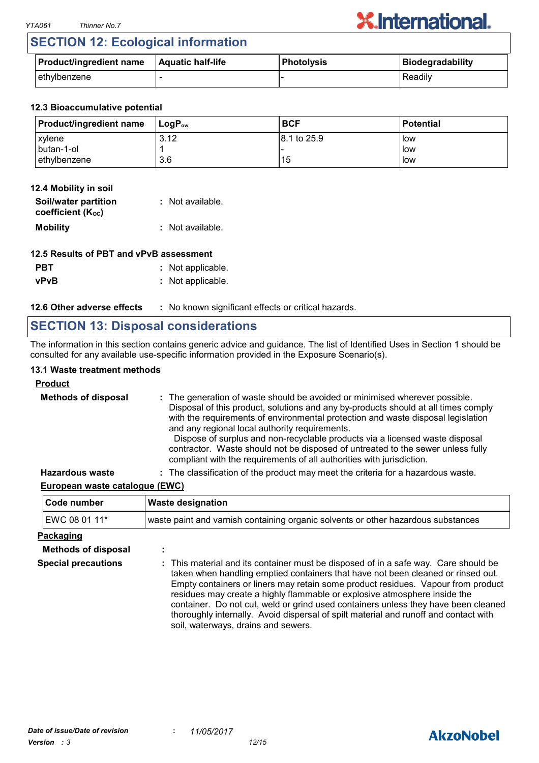## SECTION 12: Ecological information

| Product/ingredient name | Aquatic half-life | Photolysis | Biodegradability |
|---|---|---|---|
| ethylbenzene | - | - | Readily |

### 12.3 Bioaccumulative potential

| Product/ingredient name | $LogP_{ow}$ | BCF | Potential |
|---|---|---|---|
| xylene | 3.12 | 8.1 to 25.9 | low |
| butan-1-ol | 1 | - | low |
| ethylbenzene | 3.6 | 15 | low |

### 12.4 Mobility in soil

**Soil/water partition coefficient ($K_{OC}$)** : Not available.

**Mobility** : Not available.

### 12.5 Results of PBT and vPvB assessment

**PBT** : Not applicable.

**vPvB** : Not applicable.

**12.6 Other adverse effects** : No known significant effects or critical hazards.

## SECTION 13: Disposal considerations

The information in this section contains generic advice and guidance. The list of Identified Uses in Section 1 should be consulted for any available use-specific information provided in the Exposure Scenario(s).

### 13.1 Waste treatment methods

**Product**

**Methods of disposal** : The generation of waste should be avoided or minimised wherever possible. Disposal of this product, solutions and any by-products should at all times comply with the requirements of environmental protection and waste disposal legislation and any regional local authority requirements.
Dispose of surplus and non-recyclable products via a licensed waste disposal contractor. Waste should not be disposed of untreated to the sewer unless fully compliant with the requirements of all authorities with jurisdiction.

**Hazardous waste** : The classification of the product may meet the criteria for a hazardous waste.

**European waste catalogue (EWC)**

| Code number | Waste designation |
|---|---|
| EWC 08 01 11* | waste paint and varnish containing organic solvents or other hazardous substances |

**Packaging**

**Methods of disposal** :

**Special precautions** : This material and its container must be disposed of in a safe way. Care should be taken when handling emptied containers that have not been cleaned or rinsed out. Empty containers or liners may retain some product residues. Vapour from product residues may create a highly flammable or explosive atmosphere inside the container. Do not cut, weld or grind used containers unless they have been cleaned thoroughly internally. Avoid dispersal of spilt material and runoff and contact with soil, waterways, drains and sewers.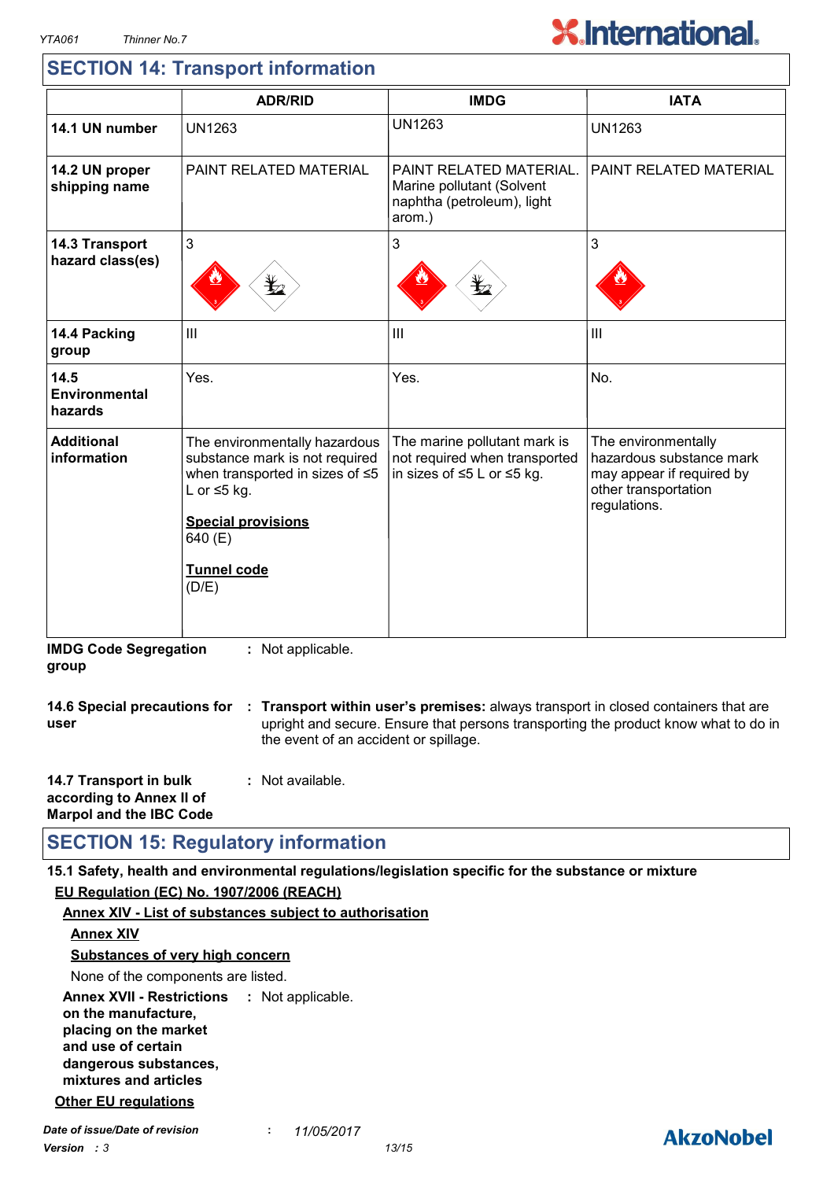## SECTION 14: Transport information

| | ADR/RID | IMDG | IATA |
|---|---|---|---|
| **14.1 UN number** | UN1263 | UN1263 | UN1263 |
| **14.2 UN proper shipping name** | PAINT RELATED MATERIAL | PAINT RELATED MATERIAL. Marine pollutant (Solvent naphtha (petroleum), light arom.) | PAINT RELATED MATERIAL |
| **14.3 Transport hazard class(es)** | 3 | 3 | 3 |
| **14.4 Packing group** | III | III | III |
| **14.5 Environmental hazards** | Yes. | Yes. | No. |
| **Additional information** | The environmentally hazardous substance mark is not required when transported in sizes of ≤5 L or ≤5 kg. **Special provisions** 640 (E) **Tunnel code** (D/E) | The marine pollutant mark is not required when transported in sizes of ≤5 L or ≤5 kg. | The environmentally hazardous substance mark may appear if required by other transportation regulations. |

**IMDG Code Segregation group** : Not applicable.

**14.6 Special precautions for user** : **Transport within user's premises:** always transport in closed containers that are upright and secure. Ensure that persons transporting the product know what to do in the event of an accident or spillage.

**14.7 Transport in bulk according to Annex II of Marpol and the IBC Code** : Not available.

## SECTION 15: Regulatory information

**15.1 Safety, health and environmental regulations/legislation specific for the substance or mixture**

**EU Regulation (EC) No. 1907/2006 (REACH)**

**Annex XIV - List of substances subject to authorisation**

**Annex XIV**

**Substances of very high concern**

None of the components are listed.

**Annex XVII - Restrictions on the manufacture, placing on the market and use of certain dangerous substances, mixtures and articles** : Not applicable.

**Other EU regulations**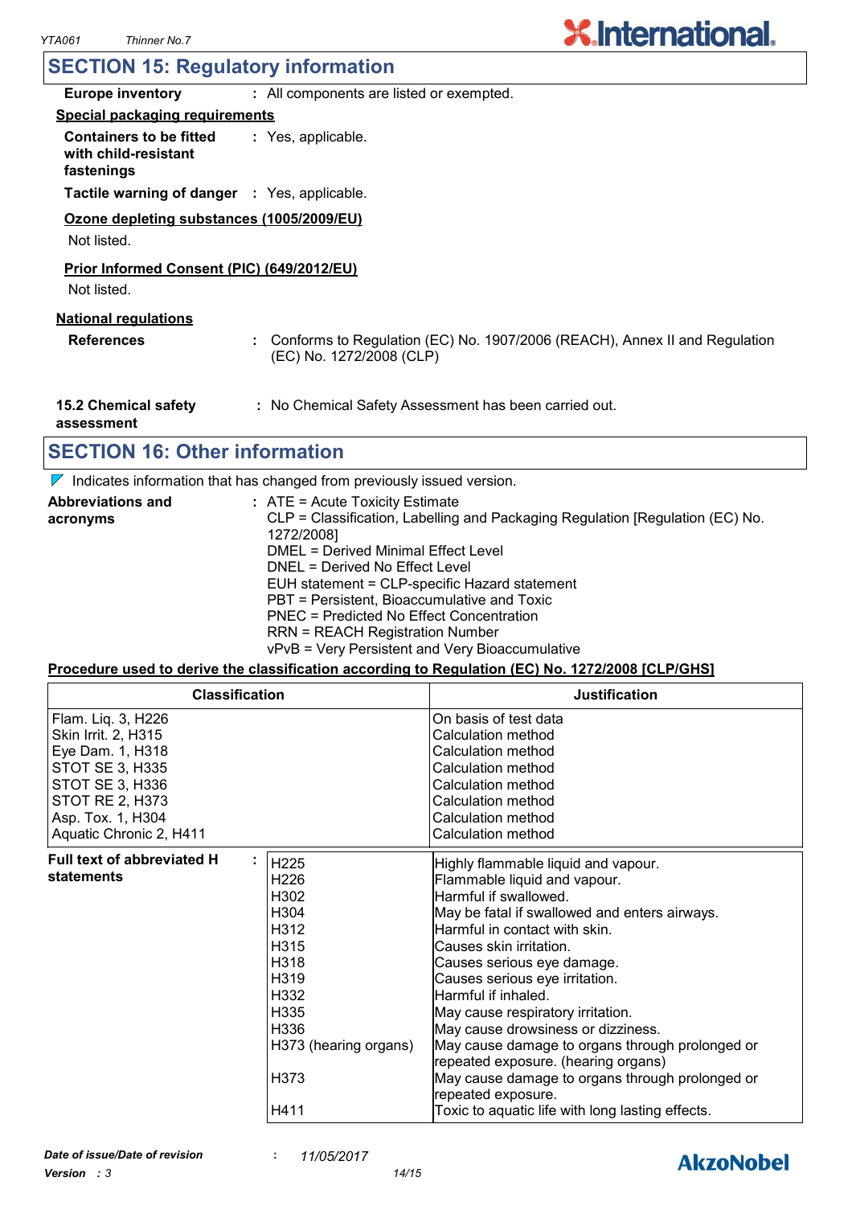## SECTION 15: Regulatory information

**Europe inventory** : All components are listed or exempted.

**Special packaging requirements**

**Containers to be fitted with child-resistant fastenings** : Yes, applicable.

**Tactile warning of danger** : Yes, applicable.

**Ozone depleting substances (1005/2009/EU)**

Not listed.

**Prior Informed Consent (PIC) (649/2012/EU)**

Not listed.

**National regulations**

**References** : Conforms to Regulation (EC) No. 1907/2006 (REACH), Annex II and Regulation (EC) No. 1272/2008 (CLP)

**15.2 Chemical safety assessment** : No Chemical Safety Assessment has been carried out.

## SECTION 16: Other information

Indicates information that has changed from previously issued version.

**Abbreviations and acronyms** :
ATE = Acute Toxicity Estimate
CLP = Classification, Labelling and Packaging Regulation [Regulation (EC) No. 1272/2008]
DMEL = Derived Minimal Effect Level
DNEL = Derived No Effect Level
EUH statement = CLP-specific Hazard statement
PBT = Persistent, Bioaccumulative and Toxic
PNEC = Predicted No Effect Concentration
RRN = REACH Registration Number
vPvB = Very Persistent and Very Bioaccumulative

**Procedure used to derive the classification according to Regulation (EC) No. 1272/2008 [CLP/GHS]**

| Classification | Justification |
|---|---|
| Flam. Liq. 3, H226 | On basis of test data |
| Skin Irrit. 2, H315 | Calculation method |
| Eye Dam. 1, H318 | Calculation method |
| STOT SE 3, H335 | Calculation method |
| STOT SE 3, H336 | Calculation method |
| STOT RE 2, H373 | Calculation method |
| Asp. Tox. 1, H304 | Calculation method |
| Aquatic Chronic 2, H411 | Calculation method |

**Full text of abbreviated H statements** :

| Code | Statement |
|---|---|
| H225 | Highly flammable liquid and vapour. |
| H226 | Flammable liquid and vapour. |
| H302 | Harmful if swallowed. |
| H304 | May be fatal if swallowed and enters airways. |
| H312 | Harmful in contact with skin. |
| H315 | Causes skin irritation. |
| H318 | Causes serious eye damage. |
| H319 | Causes serious eye irritation. |
| H332 | Harmful if inhaled. |
| H335 | May cause respiratory irritation. |
| H336 | May cause drowsiness or dizziness. |
| H373 (hearing organs) | May cause damage to organs through prolonged or repeated exposure. (hearing organs) |
| H373 | May cause damage to organs through prolonged or repeated exposure. |
| H411 | Toxic to aquatic life with long lasting effects. |

*Date of issue/Date of revision* : *11/05/2017*
*Version : 3*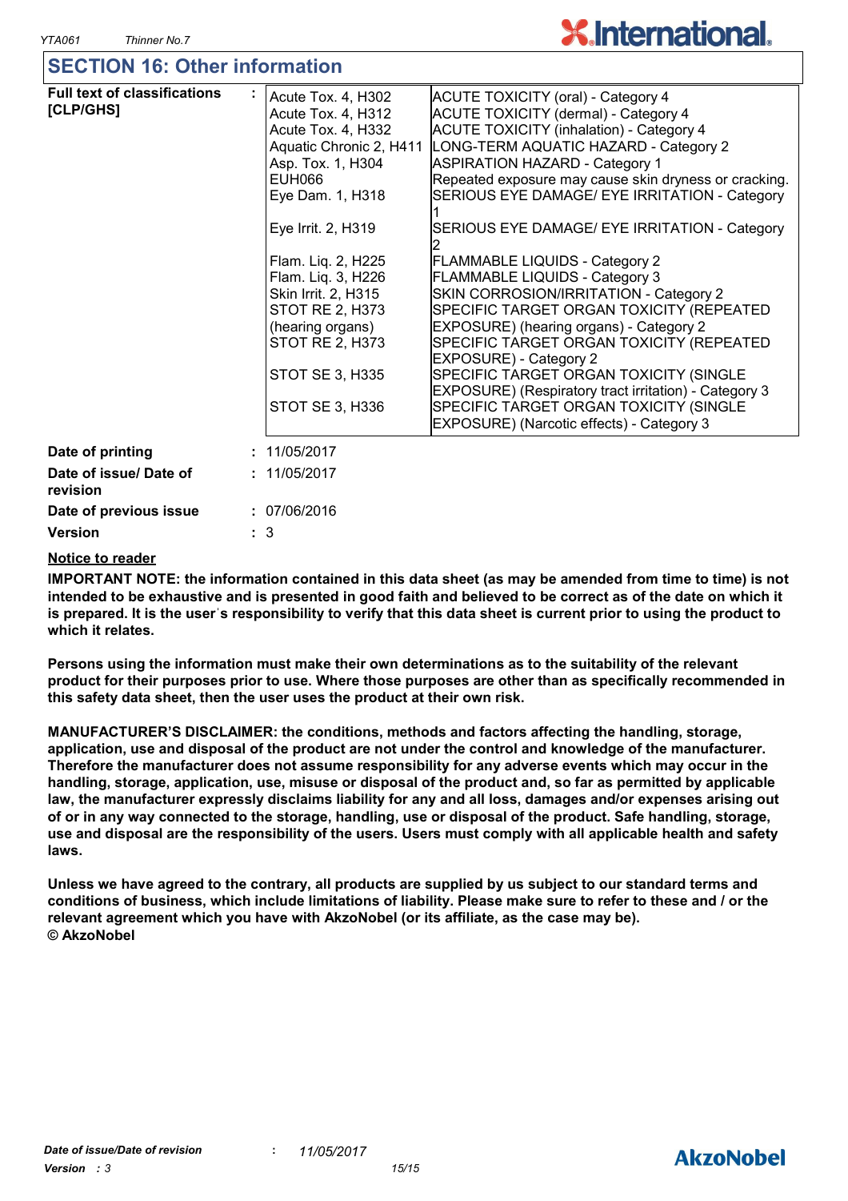## SECTION 16: Other information

**Full text of classifications [CLP/GHS]** :

| | |
|---|---|
| Acute Tox. 4, H302 | ACUTE TOXICITY (oral) - Category 4 |
| Acute Tox. 4, H312 | ACUTE TOXICITY (dermal) - Category 4 |
| Acute Tox. 4, H332 | ACUTE TOXICITY (inhalation) - Category 4 |
| Aquatic Chronic 2, H411 | LONG-TERM AQUATIC HAZARD - Category 2 |
| Asp. Tox. 1, H304 | ASPIRATION HAZARD - Category 1 |
| EUH066 | Repeated exposure may cause skin dryness or cracking. |
| Eye Dam. 1, H318 | SERIOUS EYE DAMAGE/ EYE IRRITATION - Category 1 |
| Eye Irrit. 2, H319 | SERIOUS EYE DAMAGE/ EYE IRRITATION - Category 2 |
| Flam. Liq. 2, H225 | FLAMMABLE LIQUIDS - Category 2 |
| Flam. Liq. 3, H226 | FLAMMABLE LIQUIDS - Category 3 |
| Skin Irrit. 2, H315 | SKIN CORROSION/IRRITATION - Category 2 |
| STOT RE 2, H373 (hearing organs) | SPECIFIC TARGET ORGAN TOXICITY (REPEATED EXPOSURE) (hearing organs) - Category 2 |
| STOT RE 2, H373 | SPECIFIC TARGET ORGAN TOXICITY (REPEATED EXPOSURE) - Category 2 |
| STOT SE 3, H335 | SPECIFIC TARGET ORGAN TOXICITY (SINGLE EXPOSURE) (Respiratory tract irritation) - Category 3 |
| STOT SE 3, H336 | SPECIFIC TARGET ORGAN TOXICITY (SINGLE EXPOSURE) (Narcotic effects) - Category 3 |

**Date of printing** : 11/05/2017

**Date of issue/ Date of revision** : 11/05/2017

**Date of previous issue** : 07/06/2016

**Version** : 3

**Notice to reader**

**IMPORTANT NOTE: the information contained in this data sheet (as may be amended from time to time) is not intended to be exhaustive and is presented in good faith and believed to be correct as of the date on which it is prepared. It is the user's responsibility to verify that this data sheet is current prior to using the product to which it relates.**

**Persons using the information must make their own determinations as to the suitability of the relevant product for their purposes prior to use. Where those purposes are other than as specifically recommended in this safety data sheet, then the user uses the product at their own risk.**

**MANUFACTURER'S DISCLAIMER: the conditions, methods and factors affecting the handling, storage, application, use and disposal of the product are not under the control and knowledge of the manufacturer. Therefore the manufacturer does not assume responsibility for any adverse events which may occur in the handling, storage, application, use, misuse or disposal of the product and, so far as permitted by applicable law, the manufacturer expressly disclaims liability for any and all loss, damages and/or expenses arising out of or in any way connected to the storage, handling, use or disposal of the product. Safe handling, storage, use and disposal are the responsibility of the users. Users must comply with all applicable health and safety laws.**

**Unless we have agreed to the contrary, all products are supplied by us subject to our standard terms and conditions of business, which include limitations of liability. Please make sure to refer to these and / or the relevant agreement which you have with AkzoNobel (or its affiliate, as the case may be).**
**© AkzoNobel**